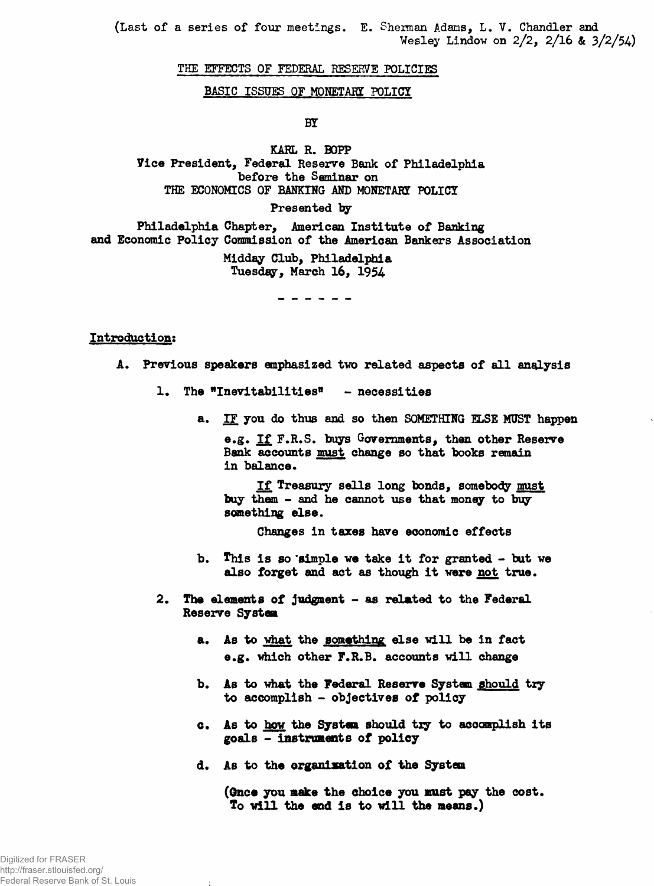(Last of a series of four meetings. E. Sherman Adams, L. V. Chandler and Wesley Lindow on 2/2, 2/16 & 3/2/54)

# THE EFFECTS OF FEDERAL RESERVE POLICIES

## BASIC ISSUES OF MONETARY POLICY

BY

KARL R. BOPP
Vice President, Federal Reserve Bank of Philadelphia
before the Seminar on
THE ECONOMICS OF BANKING AND MONETARY POLICY

Presented by

Philadelphia Chapter, American Institute of Banking
and Economic Policy Commission of the American Bankers Association

Midday Club, Philadelphia
Tuesday, March 16, 1954

\- - - - - -

## Introduction:

A. Previous speakers emphasized two related aspects of all analysis

1. The "Inevitabilities" - necessities

   a. IF you do thus and so then SOMETHING ELSE MUST happen

      e.g. If F.R.S. buys Governments, then other Reserve Bank accounts must change so that books remain in balance.

      If Treasury sells long bonds, somebody must buy them - and he cannot use that money to buy something else.

      Changes in taxes have economic effects

   b. This is so simple we take it for granted - but we also forget and act as though it were not true.

2. The elements of judgment - as related to the Federal Reserve System

   a. As to what the something else will be in fact e.g. which other F.R.B. accounts will change

   b. As to what the Federal Reserve System should try to accomplish - objectives of policy

   c. As to how the System should try to accomplish its goals - instruments of policy

   d. As to the organization of the System

   (Once you make the choice you must pay the cost. To will the end is to will the means.)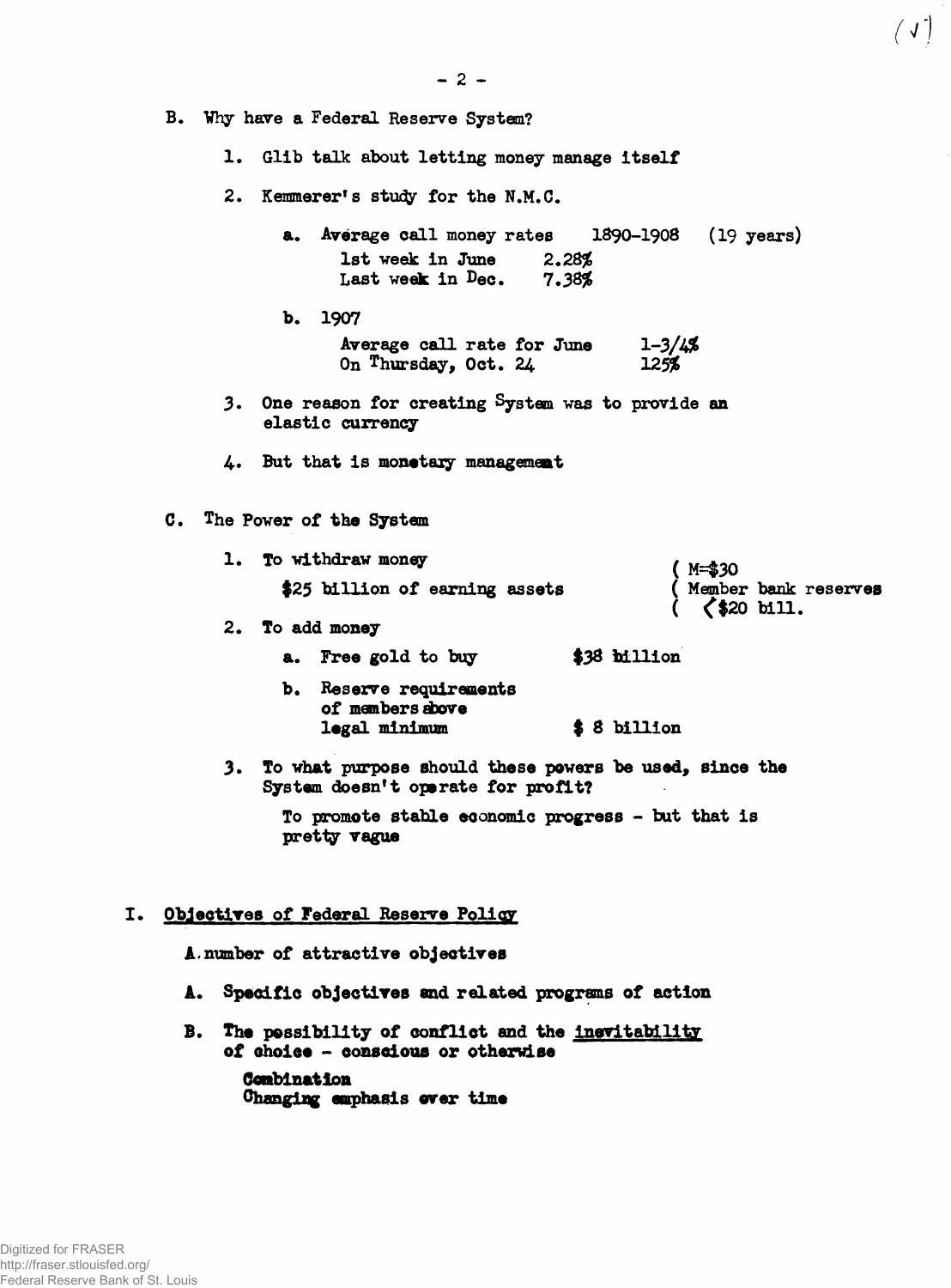B. Why have a Federal Reserve System?

1. Glib talk about letting money manage itself

2. Kemmerer's study for the N.M.C.

   a. Average call money rates 1890-1908 (19 years)

      1st week in June 2.28%
      Last week in Dec. 7.38%

   b. 1907

      Average call rate for June 1-3/4%
      On Thursday, Oct. 24 125%

3. One reason for creating System was to provide an elastic currency

4. But that is monetary management

C. The Power of the System

1. To withdraw money

   $25 billion of earning assets

   ( M=$30
   ( Member bank reserves
   ( <$20 bill.

2. To add money

   a. Free gold to buy $38 billion

   b. Reserve requirements of members above legal minimum $ 8 billion

3. To what purpose should these powers be used, since the System doesn't operate for profit?

   To promote stable economic progress - but that is pretty vague

## I. <u>Objectives of Federal Reserve Policy</u>

A number of attractive objectives

A. Specific objectives and related programs of action

B. The possibility of conflict and the <u>inevitability</u> of choice - conscious or otherwise

   Combination
   Changing emphasis over time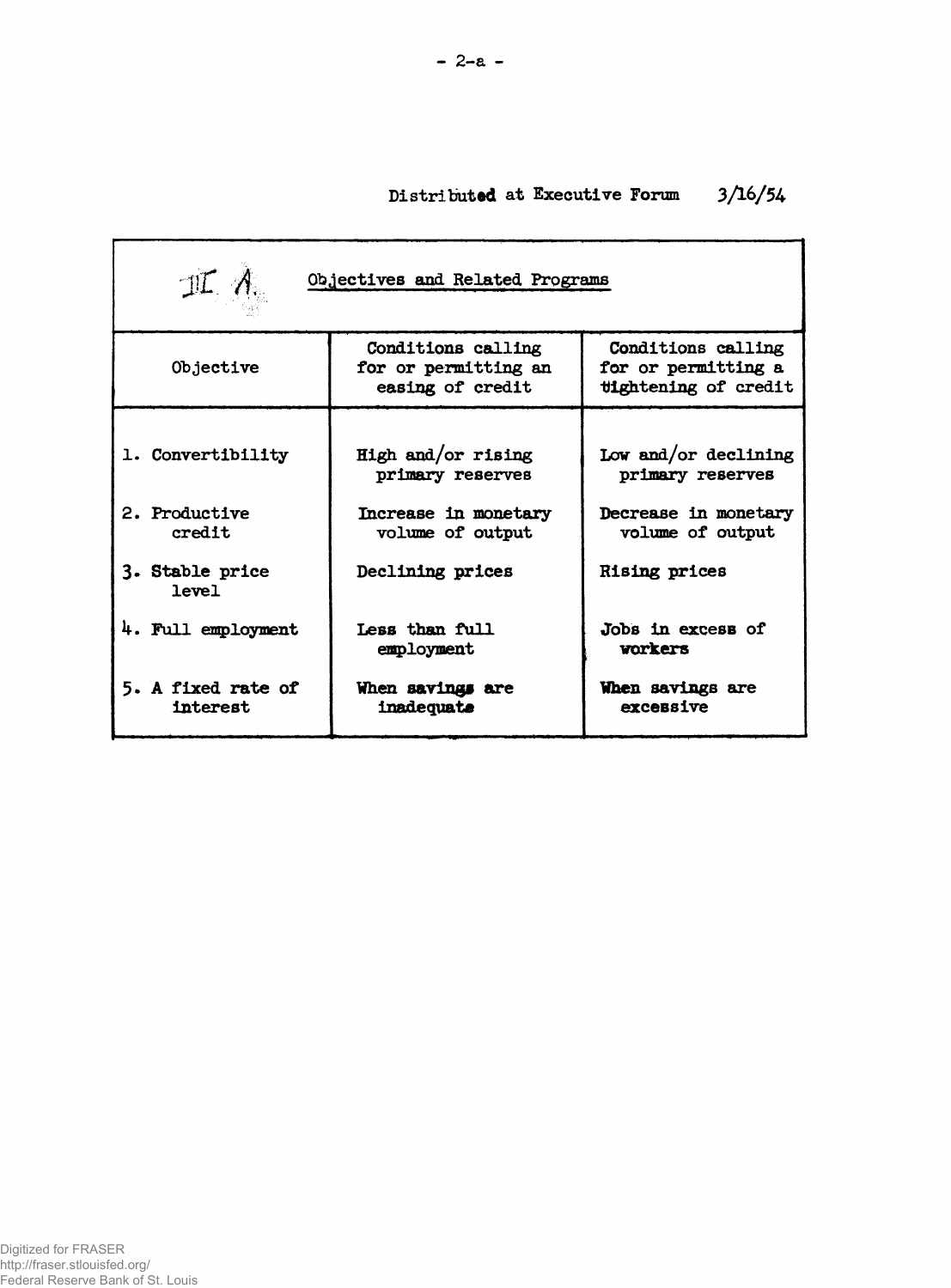Distributed at Executive Forum 3/16/54

III A. Objectives and Related Programs

| Objective | Conditions calling for or permitting an easing of credit | Conditions calling for or permitting a tightening of credit |
|---|---|---|
| 1. Convertibility | High and/or rising primary reserves | Low and/or declining primary reserves |
| 2. Productive credit | Increase in monetary volume of output | Decrease in monetary volume of output |
| 3. Stable price level | Declining prices | Rising prices |
| 4. Full employment | Less than full employment | Jobs in excess of workers |
| 5. A fixed rate of interest | When savings are inadequate | When savings are excessive |

Digitized for FRASER
http://fraser.stlouisfed.org/
Federal Reserve Bank of St. Louis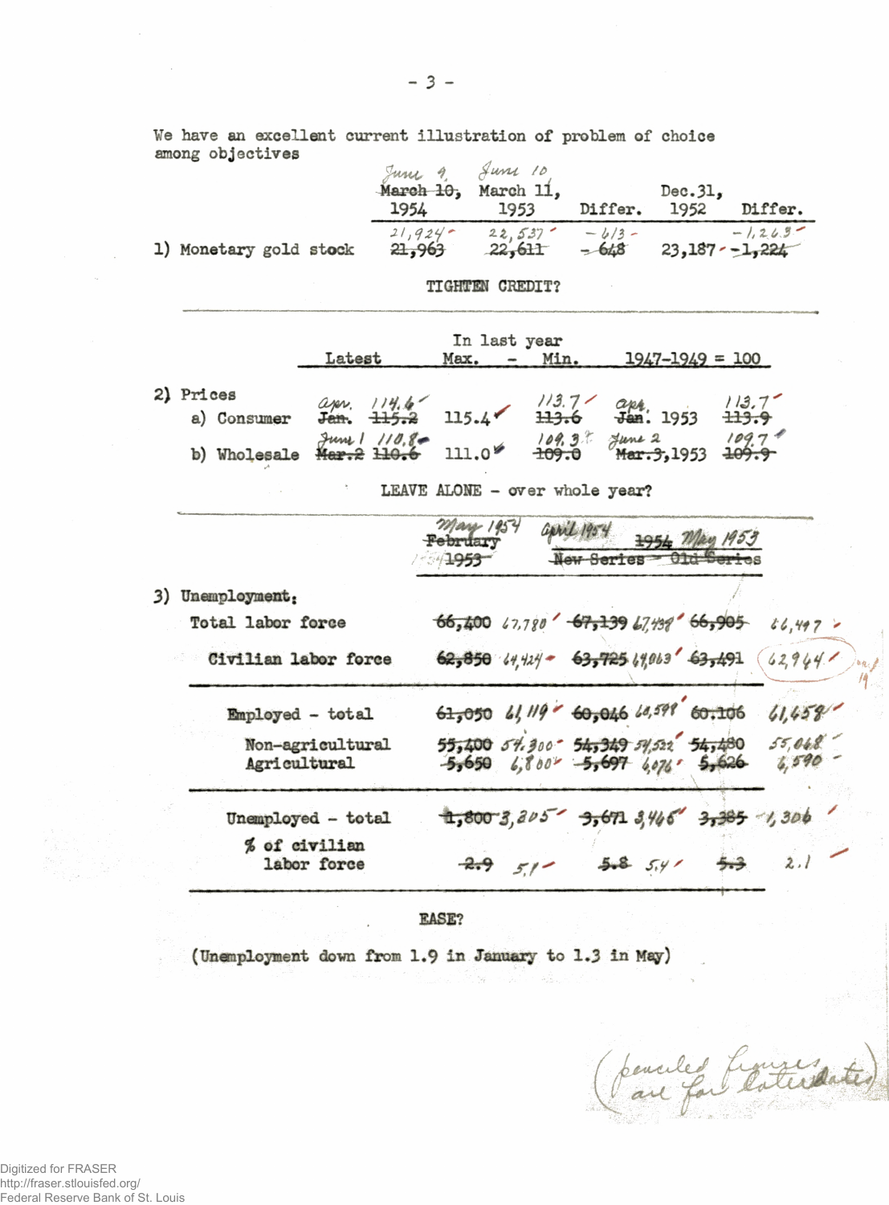We have an excellent current illustration of problem of choice among objectives

| | ~~March 10,~~ June 9, 1954 | ~~March 11,~~ June 10, 1953 | Differ. | Dec. 31, 1952 | Differ. |
|---|---|---|---|---|---|
| 1) Monetary gold stock | ~~21,963~~ 21,924 | ~~22,611~~ 22,537 | ~~-648~~ -613 | 23,187 | ~~-1,224~~ -1,263 |

TIGHTEN CREDIT?

| | Latest | In last year Max. | In last year Min. | 1947-1949 = 100 | |
|---|---|---|---|---|---|
| 2) Prices | | | | | |
| a) Consumer | ~~Jan. 115.2~~ Apr. 114.6 | 115.4 | ~~113.6~~ 113.7 | ~~Jan.~~ Apr. 1953 | ~~113.9~~ 113.7 |
| b) Wholesale | ~~Mar. 2 110.6~~ June 1 110.8 | 111.0 | ~~109.0~~ 109.3 | ~~Mar. 3,~~ June 2 1953 | ~~109.9~~ 109.7 |

LEAVE ALONE - over whole year?

| | ~~February 1953~~ May 1954 | April 1954 ~~1954 New Series~~ | May 1953 ~~Old Series~~ | |
|---|---|---|---|---|
| 3) Unemployment: | | | | |
| Total labor force | ~~66,400~~ 67,780 | ~~67,139~~ 67,438 | ~~66,905~~ | 66,497 |
| Civilian labor force | ~~62,850~~ 64,424 | ~~63,725~~ 64,063 | ~~63,491~~ | 62,944 |
| Employed - total | ~~61,050~~ 61,119 | ~~60,046~~ 60,598 | ~~60,106~~ | 61,658 |
| Non-agricultural | ~~55,400~~ 54,300 | ~~54,349~~ 54,522 | ~~54,480~~ | 55,068 |
| Agricultural | ~~5,650~~ 6,800 | ~~5,697~~ 6,076 | ~~5,626~~ | 6,590 |
| Unemployed - total | ~~1,800~~ 3,305 | ~~3,671~~ 3,465 | ~~3,385~~ | 1,306 |
| % of civilian labor force | ~~2.9~~ 5.1 | ~~5.8~~ 5.4 | ~~5.3~~ | 2.1 |

EASE?

(Unemployment down from 1.9 in January to 1.3 in May)

(penciled figures are for later dates)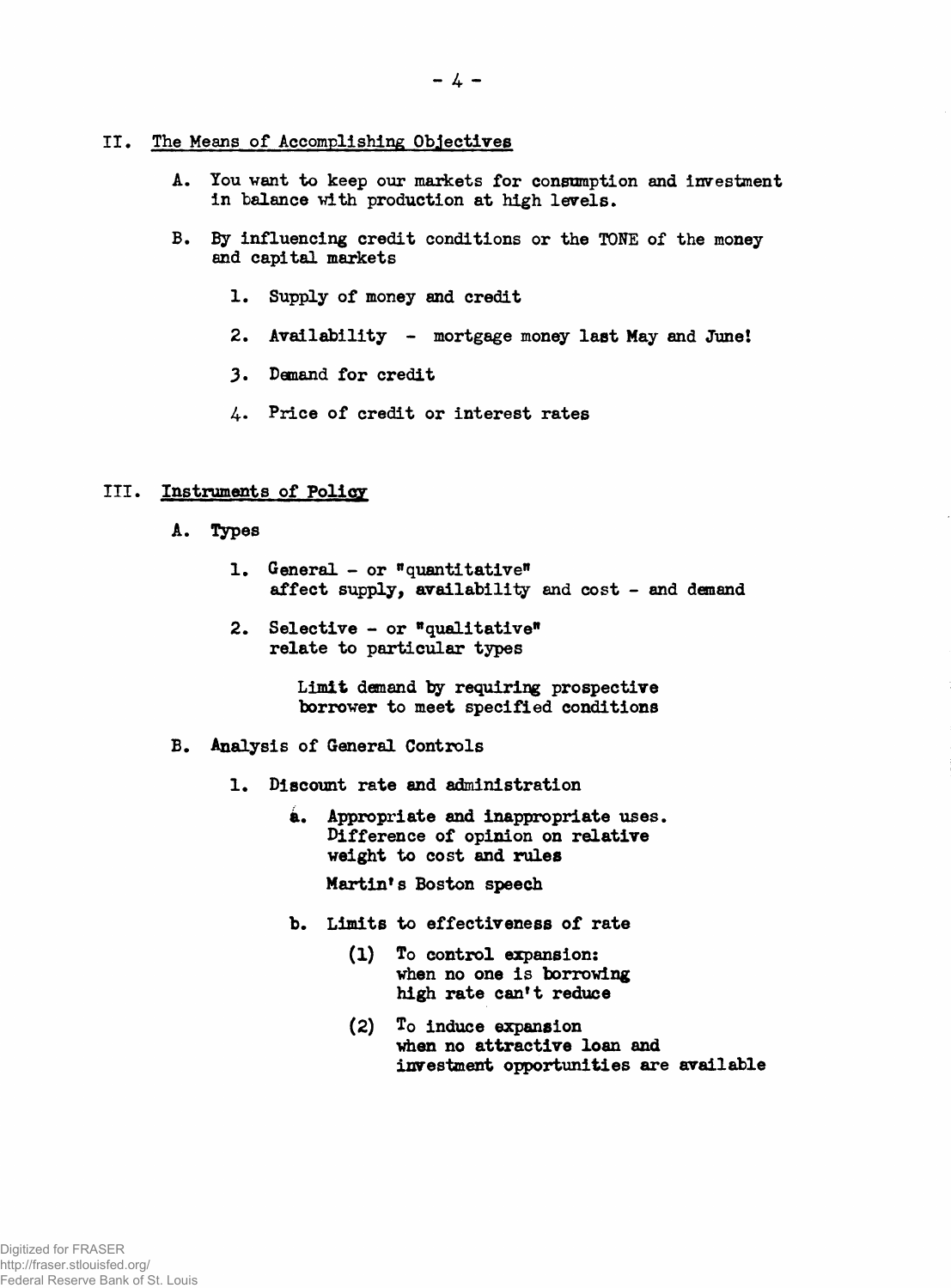## II. The Means of Accomplishing Objectives

A. You want to keep our markets for consumption and investment in balance with production at high levels.

B. By influencing credit conditions or the TONE of the money and capital markets

1. Supply of money and credit
2. Availability - mortgage money last May and June!
3. Demand for credit
4. Price of credit or interest rates

## III. Instruments of Policy

A. Types

1. General - or "quantitative"
   affect supply, availability and cost - and demand

2. Selective - or "qualitative"
   relate to particular types

   Limit demand by requiring prospective borrower to meet specified conditions

B. Analysis of General Controls

1. Discount rate and administration

   a. Appropriate and inappropriate uses. Difference of opinion on relative weight to cost and rules

      Martin's Boston speech

   b. Limits to effectiveness of rate

      (1) To control expansion:
          when no one is borrowing
          high rate can't reduce

      (2) To induce expansion
          when no attractive loan and
          investment opportunities are available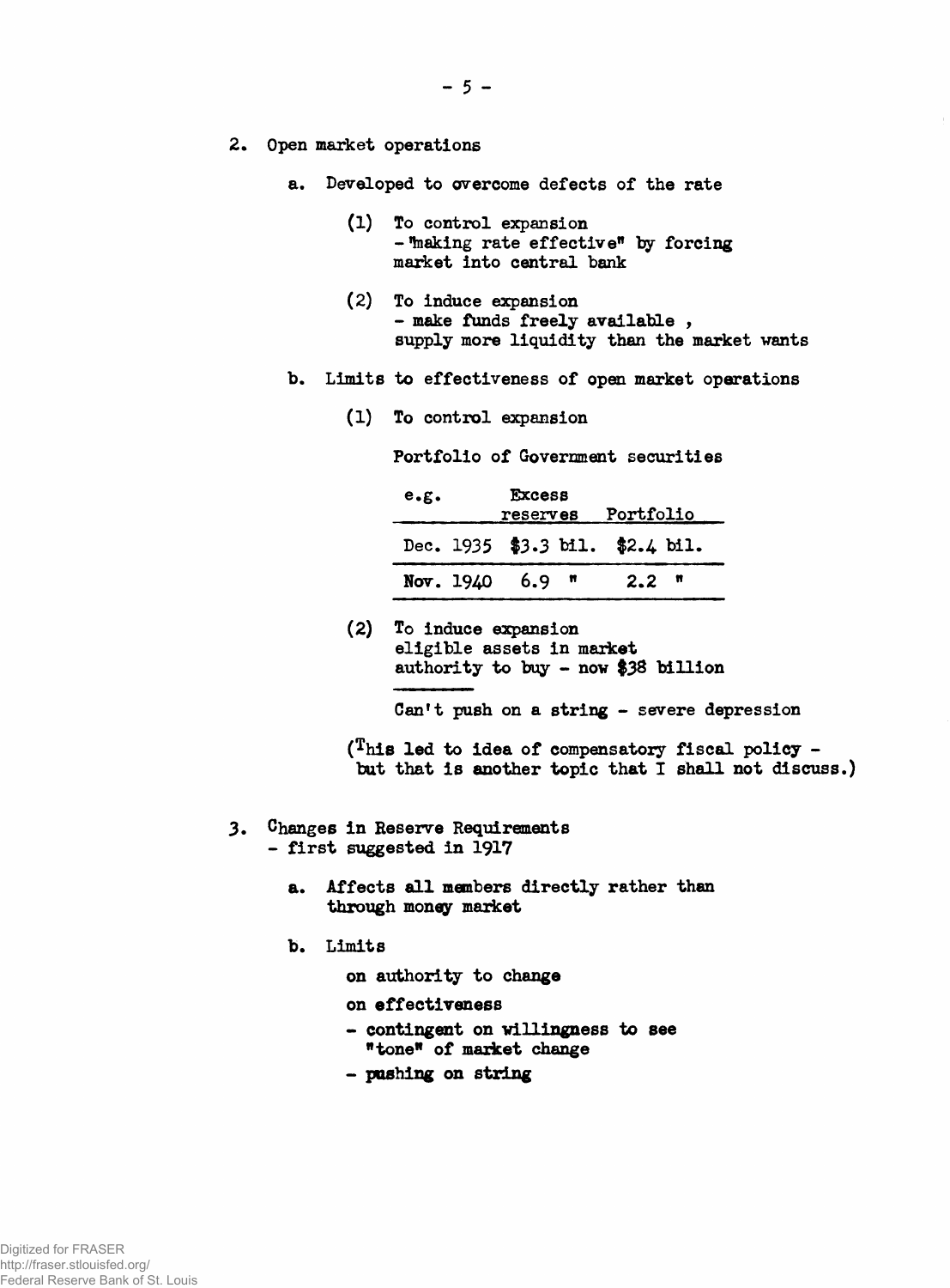2. Open market operations

   a. Developed to overcome defects of the rate

      (1) To control expansion
          - "making rate effective" by forcing market into central bank

      (2) To induce expansion
          - make funds freely available , supply more liquidity than the market wants

   b. Limits to effectiveness of open market operations

      (1) To control expansion

          Portfolio of Government securities

| e.g. | Excess reserves | Portfolio |
|---|---|---|
| Dec. 1935 | $3.3 bil. | $2.4 bil. |
| Nov. 1940 | 6.9 " | 2.2 " |

      (2) To induce expansion
          eligible assets in market
          authority to buy - now $38 billion

          Can't push on a string - severe depression

      (This led to idea of compensatory fiscal policy - but that is another topic that I shall not discuss.)

3. Changes in Reserve Requirements
   - first suggested in 1917

   a. Affects all members directly rather than through money market

   b. Limits

      on authority to change

      on effectiveness

      - contingent on willingness to see "tone" of market change

      - pushing on string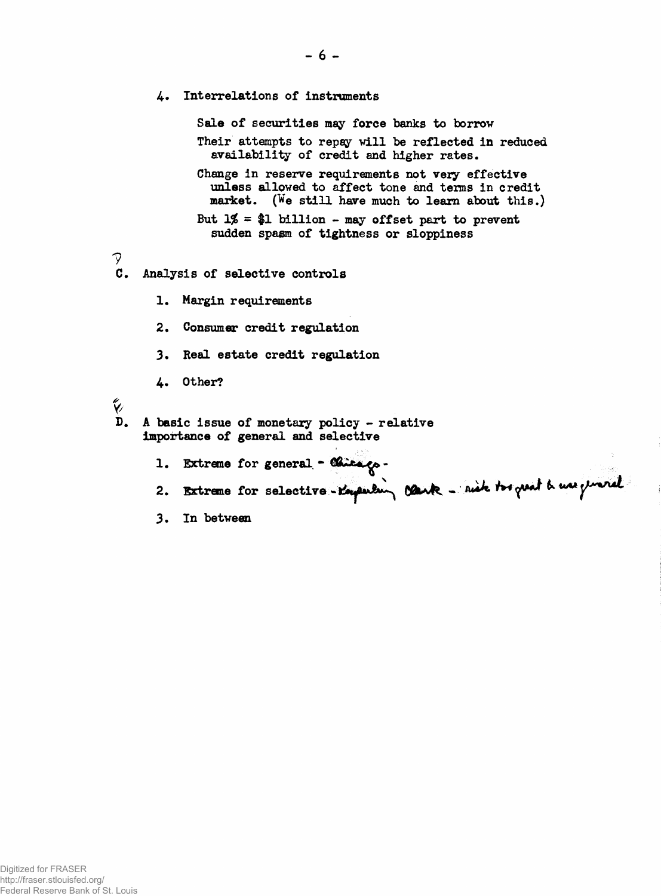4. Interrelations of instruments

   Sale of securities may force banks to borrow

   Their attempts to repay will be reflected in reduced availability of credit and higher rates.

   Change in reserve requirements not very effective unless allowed to affect tone and terms in credit market. (We still have much to learn about this.)

   But 1% = $1 billion - may offset part to prevent sudden spasm of tightness or sloppiness

C. Analysis of selective controls

   1. Margin requirements

   2. Consumer credit regulation

   3. Real estate credit regulation

   4. Other?

D. A basic issue of monetary policy - relative importance of general and selective

   1. Extreme for general - Chicago -

   2. Extreme for selective - Keyserling Clark - risk too great to use general

   3. In between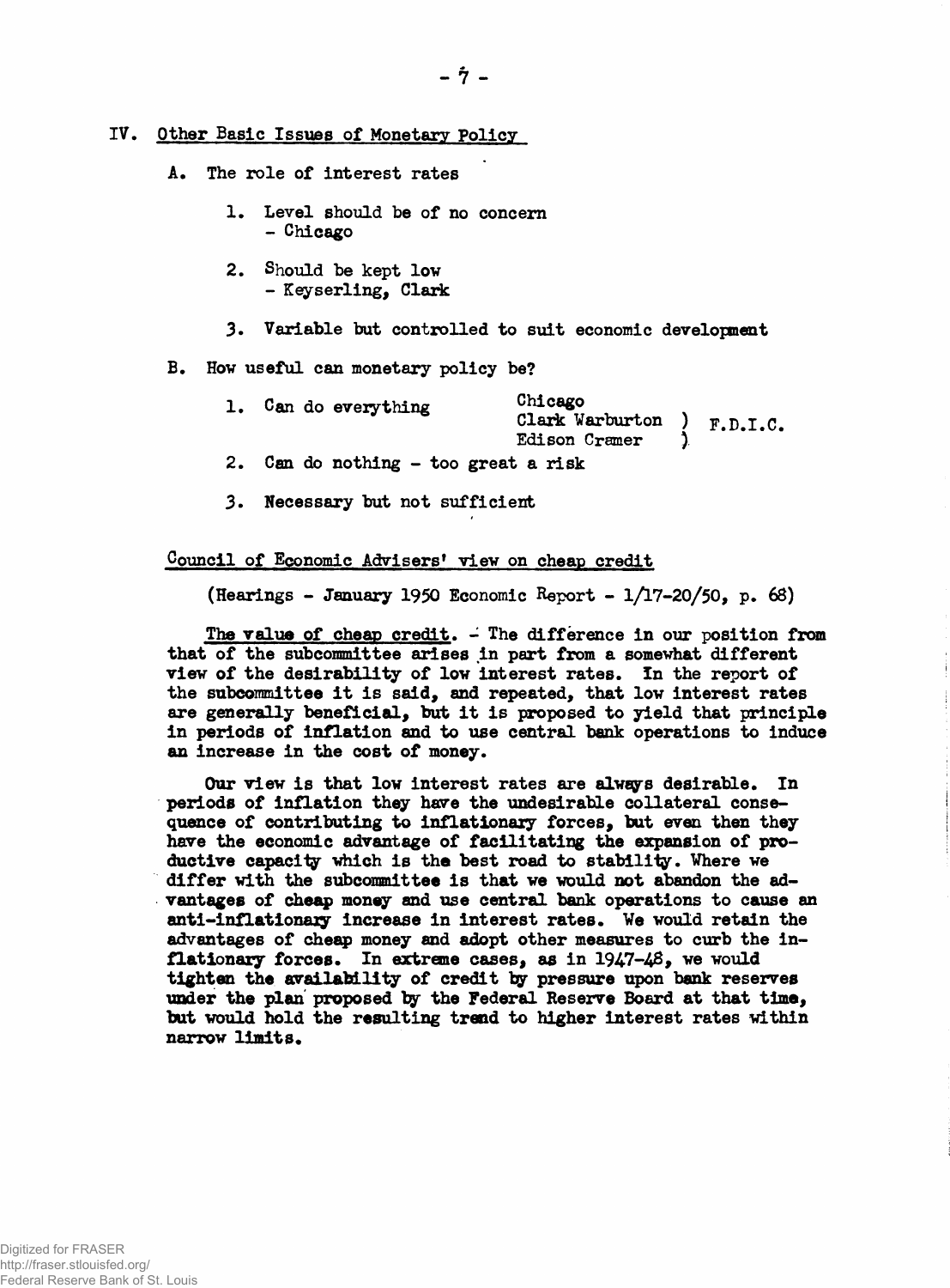## IV. Other Basic Issues of Monetary Policy

A. The role of interest rates

1. Level should be of no concern
   - Chicago

2. Should be kept low
   - Keyserling, Clark

3. Variable but controlled to suit economic development

B. How useful can monetary policy be?

1. Can do everything — Chicago; Clark Warburton ) F.D.I.C.; Edison Cramer )

2. Can do nothing - too great a risk

3. Necessary but not sufficient

### Council of Economic Advisers' view on cheap credit

(Hearings - January 1950 Economic Report - 1/17-20/50, p. 68)

The value of cheap credit. - The difference in our position from that of the subcommittee arises in part from a somewhat different view of the desirability of low interest rates. In the report of the subcommittee it is said, and repeated, that low interest rates are generally beneficial, but it is proposed to yield that principle in periods of inflation and to use central bank operations to induce an increase in the cost of money.

Our view is that low interest rates are always desirable. In periods of inflation they have the undesirable collateral consequence of contributing to inflationary forces, but even then they have the economic advantage of facilitating the expansion of productive capacity which is the best road to stability. Where we differ with the subcommittee is that we would not abandon the advantages of cheap money and use central bank operations to cause an anti-inflationary increase in interest rates. We would retain the advantages of cheap money and adopt other measures to curb the inflationary forces. In extreme cases, as in 1947-48, we would tighten the availability of credit by pressure upon bank reserves under the plan proposed by the Federal Reserve Board at that time, but would hold the resulting trend to higher interest rates within narrow limits.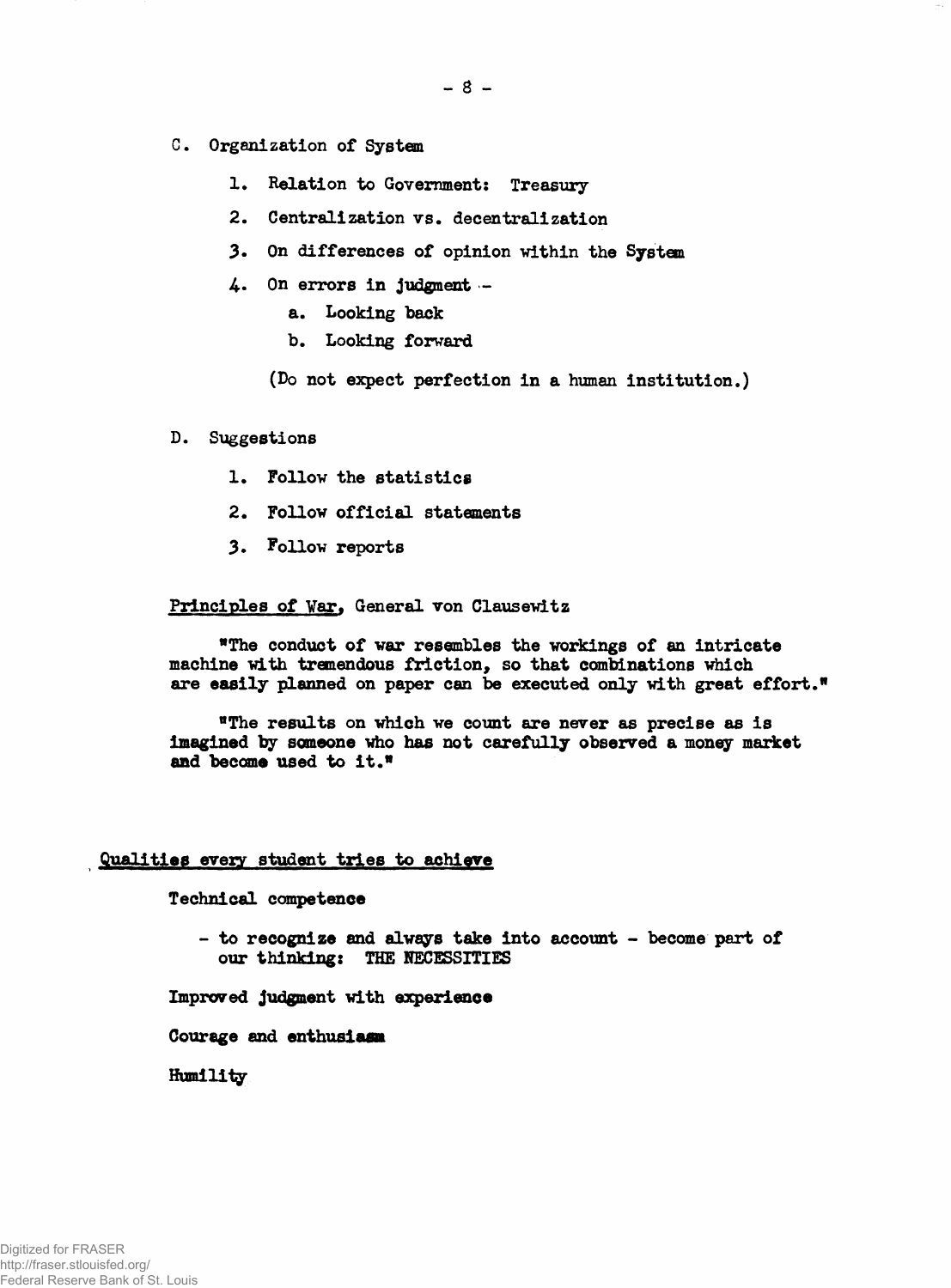C. Organization of System

  1. Relation to Government: Treasury
  2. Centralization vs. decentralization
  3. On differences of opinion within the System
  4. On errors in judgment -
     - a. Looking back
     - b. Looking forward

  (Do not expect perfection in a human institution.)

D. Suggestions

  1. Follow the statistics
  2. Follow official statements
  3. Follow reports

Principles of War, General von Clausewitz

"The conduct of war resembles the workings of an intricate machine with tremendous friction, so that combinations which are easily planned on paper can be executed only with great effort."

"The results on which we count are never as precise as is imagined by someone who has not carefully observed a money market and become used to it."

Qualities every student tries to achieve

Technical competence

- to recognize and always take into account - become part of our thinking: THE NECESSITIES

Improved judgment with experience

Courage and enthusiasm

Humility